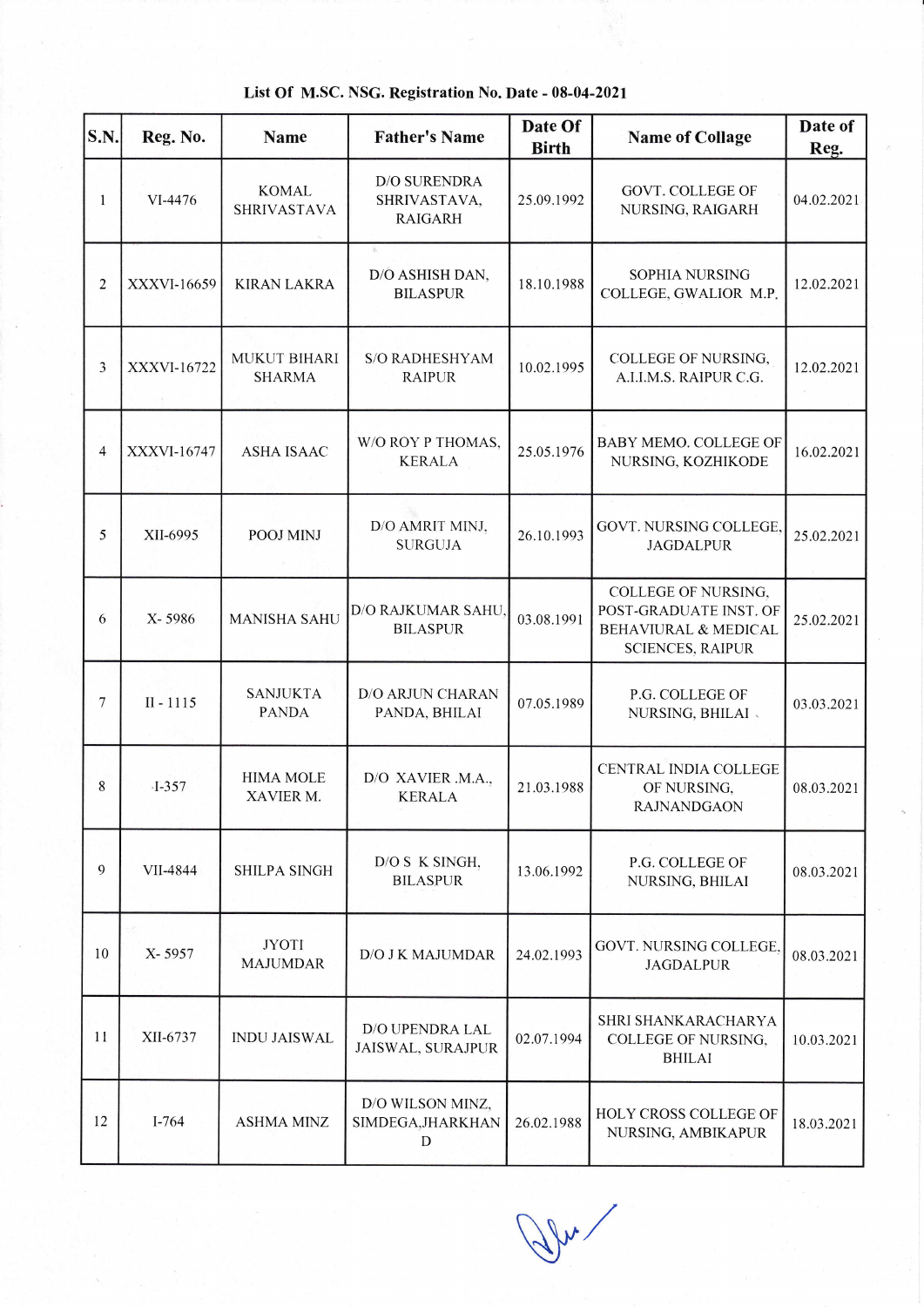**List Of M.SC. NSG. Registration No. Date - 08-04-2021**

| S.N. | Reg. No. | Name | Father's Name | Date Of Birth | Name of Collage | Date of Reg. |
|---|---|---|---|---|---|---|
| 1 | VI-4476 | KOMAL SHRIVASTAVA | D/O SURENDRA SHRIVASTAVA, RAIGARH | 25.09.1992 | GOVT. COLLEGE OF NURSING, RAIGARH | 04.02.2021 |
| 2 | XXXVI-16659 | KIRAN LAKRA | D/O ASHISH DAN, BILASPUR | 18.10.1988 | SOPHIA NURSING COLLEGE, GWALIOR M.P. | 12.02.2021 |
| 3 | XXXVI-16722 | MUKUT BIHARI SHARMA | S/O RADHESHYAM RAIPUR | 10.02.1995 | COLLEGE OF NURSING, A.I.I.M.S. RAIPUR C.G. | 12.02.2021 |
| 4 | XXXVI-16747 | ASHA ISAAC | W/O ROY P THOMAS, KERALA | 25.05.1976 | BABY MEMO. COLLEGE OF NURSING, KOZHIKODE | 16.02.2021 |
| 5 | XII-6995 | POOJ MINJ | D/O AMRIT MINJ, SURGUJA | 26.10.1993 | GOVT. NURSING COLLEGE, JAGDALPUR | 25.02.2021 |
| 6 | X- 5986 | MANISHA SAHU | D/O RAJKUMAR SAHU, BILASPUR | 03.08.1991 | COLLEGE OF NURSING, POST-GRADUATE INST. OF BEHAVIURAL & MEDICAL SCIENCES, RAIPUR | 25.02.2021 |
| 7 | II - 1115 | SANJUKTA PANDA | D/O ARJUN CHARAN PANDA, BHILAI | 07.05.1989 | P.G. COLLEGE OF NURSING, BHILAI | 03.03.2021 |
| 8 | I-357 | HIMA MOLE XAVIER M. | D/O XAVIER .M.A., KERALA | 21.03.1988 | CENTRAL INDIA COLLEGE OF NURSING, RAJNANDGAON | 08.03.2021 |
| 9 | VII-4844 | SHILPA SINGH | D/O S K SINGH, BILASPUR | 13.06.1992 | P.G. COLLEGE OF NURSING, BHILAI | 08.03.2021 |
| 10 | X- 5957 | JYOTI MAJUMDAR | D/O J K MAJUMDAR | 24.02.1993 | GOVT. NURSING COLLEGE, JAGDALPUR | 08.03.2021 |
| 11 | XII-6737 | INDU JAISWAL | D/O UPENDRA LAL JAISWAL, SURAJPUR | 02.07.1994 | SHRI SHANKARACHARYA COLLEGE OF NURSING, BHILAI | 10.03.2021 |
| 12 | I-764 | ASHMA MINZ | D/O WILSON MINZ, SIMDEGA,JHARKHAND | 26.02.1988 | HOLY CROSS COLLEGE OF NURSING, AMBIKAPUR | 18.03.2021 |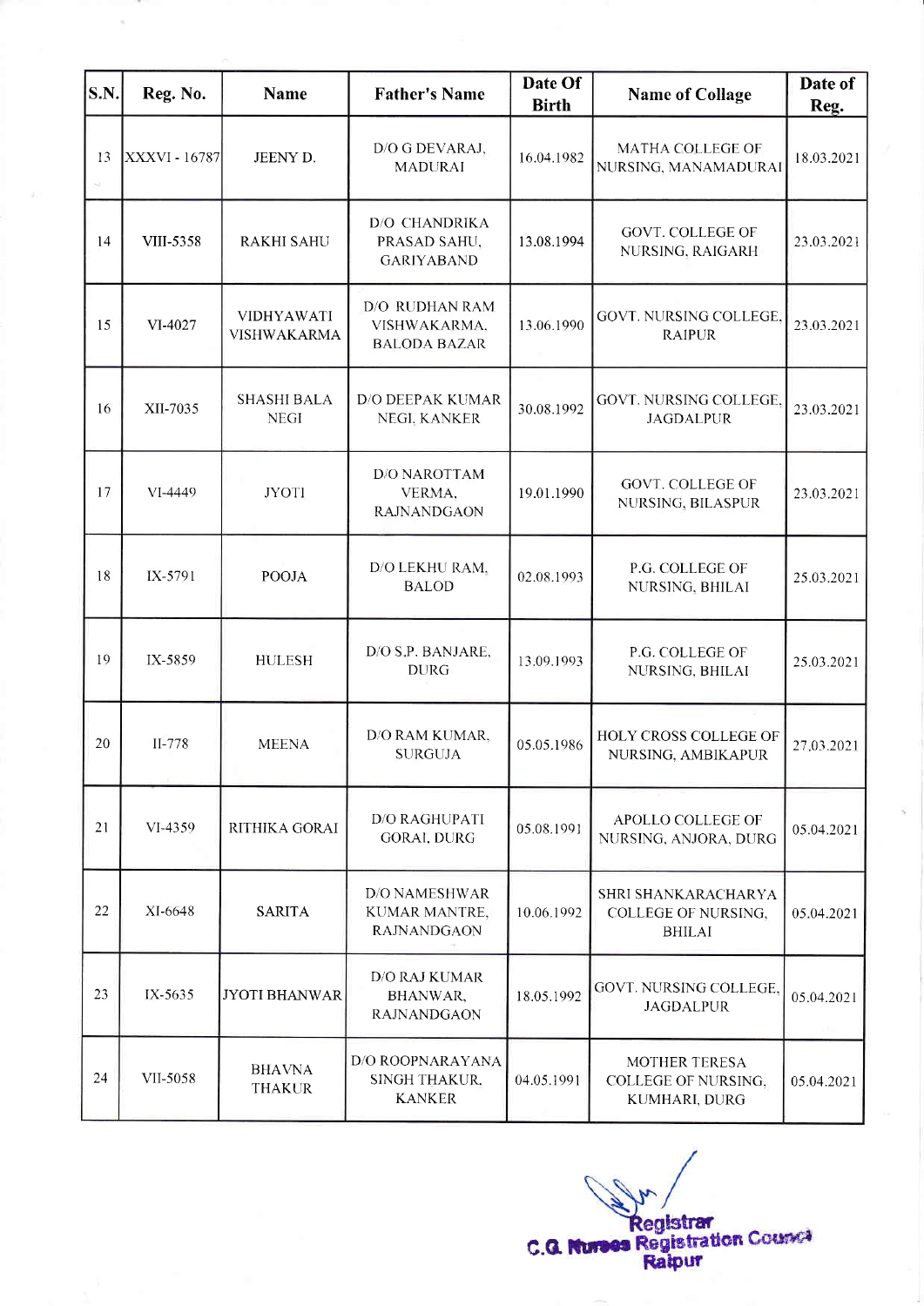| S.N. | Reg. No. | Name | Father's Name | Date Of Birth | Name of Collage | Date of Reg. |
|---|---|---|---|---|---|---|
| 13 | XXXVI - 16787 | JEENY D. | D/O G DEVARAJ, MADURAI | 16.04.1982 | MATHA COLLEGE OF NURSING, MANAMADURAI | 18.03.2021 |
| 14 | VIII-5358 | RAKHI SAHU | D/O CHANDRIKA PRASAD SAHU, GARIYABAND | 13.08.1994 | GOVT. COLLEGE OF NURSING, RAIGARH | 23.03.2021 |
| 15 | VI-4027 | VIDHYAWATI VISHWAKARMA | D/O RUDHAN RAM VISHWAKARMA, BALODA BAZAR | 13.06.1990 | GOVT. NURSING COLLEGE, RAIPUR | 23.03.2021 |
| 16 | XII-7035 | SHASHI BALA NEGI | D/O DEEPAK KUMAR NEGI, KANKER | 30.08.1992 | GOVT. NURSING COLLEGE, JAGDALPUR | 23.03.2021 |
| 17 | VI-4449 | JYOTI | D/O NAROTTAM VERMA, RAJNANDGAON | 19.01.1990 | GOVT. COLLEGE OF NURSING, BILASPUR | 23.03.2021 |
| 18 | IX-5791 | POOJA | D/O LEKHU RAM, BALOD | 02.08.1993 | P.G. COLLEGE OF NURSING, BHILAI | 25.03.2021 |
| 19 | IX-5859 | HULESH | D/O S.P. BANJARE, DURG | 13.09.1993 | P.G. COLLEGE OF NURSING, BHILAI | 25.03.2021 |
| 20 | II-778 | MEENA | D/O RAM KUMAR, SURGUJA | 05.05.1986 | HOLY CROSS COLLEGE OF NURSING, AMBIKAPUR | 27.03.2021 |
| 21 | VI-4359 | RITHIKA GORAI | D/O RAGHUPATI GORAI, DURG | 05.08.1991 | APOLLO COLLEGE OF NURSING, ANJORA, DURG | 05.04.2021 |
| 22 | XI-6648 | SARITA | D/O NAMESHWAR KUMAR MANTRE, RAJNANDGAON | 10.06.1992 | SHRI SHANKARACHARYA COLLEGE OF NURSING, BHILAI | 05.04.2021 |
| 23 | IX-5635 | JYOTI BHANWAR | D/O RAJ KUMAR BHANWAR, RAJNANDGAON | 18.05.1992 | GOVT. NURSING COLLEGE, JAGDALPUR | 05.04.2021 |
| 24 | VII-5058 | BHAVNA THAKUR | D/O ROOPNARAYANA SINGH THAKUR, KANKER | 04.05.1991 | MOTHER TERESA COLLEGE OF NURSING, KUMHARI, DURG | 05.04.2021 |

Registrar
C.G. Nurses Registration Council
Raipur